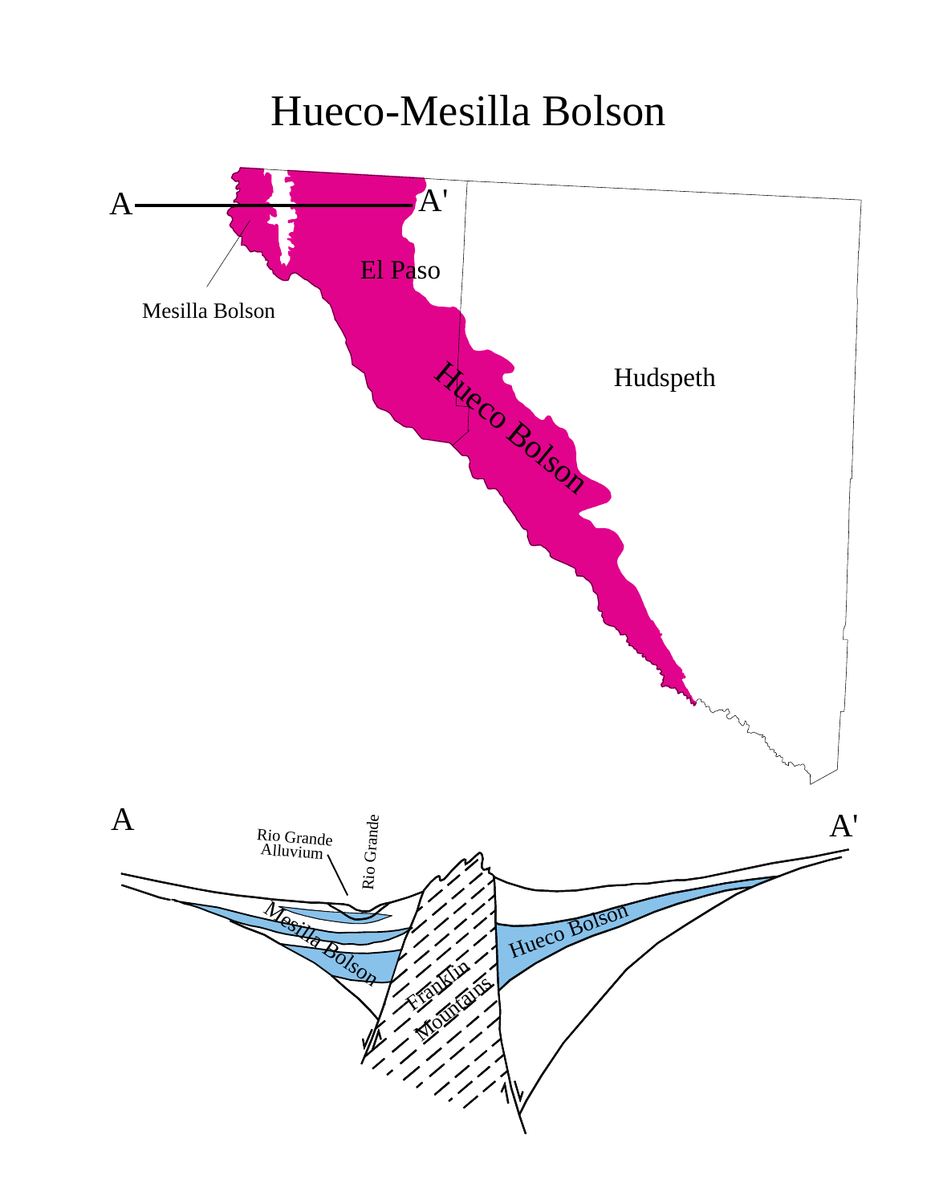# Hueco-Mesilla Bolson

A — A'

Mesilla Bolson

El Paso

Hudspeth

Hueco Bolson

A — A'

Rio Grande Alluvium

Rio Grande

Mesilla Bolson

Franklin Mountains

Hueco Bolson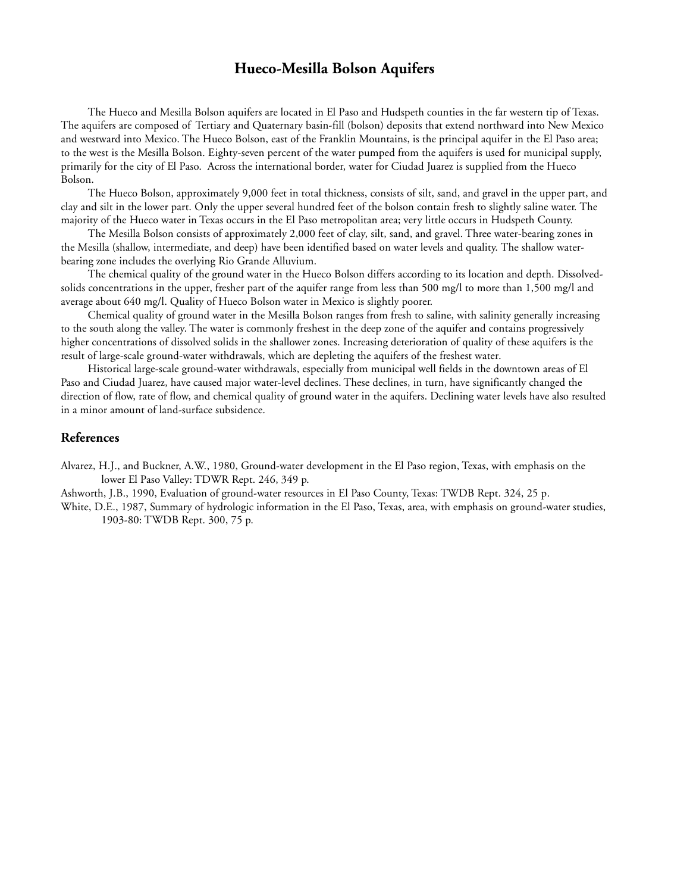# Hueco-Mesilla Bolson Aquifers

The Hueco and Mesilla Bolson aquifers are located in El Paso and Hudspeth counties in the far western tip of Texas. The aquifers are composed of Tertiary and Quaternary basin-fill (bolson) deposits that extend northward into New Mexico and westward into Mexico. The Hueco Bolson, east of the Franklin Mountains, is the principal aquifer in the El Paso area; to the west is the Mesilla Bolson. Eighty-seven percent of the water pumped from the aquifers is used for municipal supply, primarily for the city of El Paso. Across the international border, water for Ciudad Juarez is supplied from the Hueco Bolson.

The Hueco Bolson, approximately 9,000 feet in total thickness, consists of silt, sand, and gravel in the upper part, and clay and silt in the lower part. Only the upper several hundred feet of the bolson contain fresh to slightly saline water. The majority of the Hueco water in Texas occurs in the El Paso metropolitan area; very little occurs in Hudspeth County.

The Mesilla Bolson consists of approximately 2,000 feet of clay, silt, sand, and gravel. Three water-bearing zones in the Mesilla (shallow, intermediate, and deep) have been identified based on water levels and quality. The shallow water-bearing zone includes the overlying Rio Grande Alluvium.

The chemical quality of the ground water in the Hueco Bolson differs according to its location and depth. Dissolved-solids concentrations in the upper, fresher part of the aquifer range from less than 500 mg/l to more than 1,500 mg/l and average about 640 mg/l. Quality of Hueco Bolson water in Mexico is slightly poorer.

Chemical quality of ground water in the Mesilla Bolson ranges from fresh to saline, with salinity generally increasing to the south along the valley. The water is commonly freshest in the deep zone of the aquifer and contains progressively higher concentrations of dissolved solids in the shallower zones. Increasing deterioration of quality of these aquifers is the result of large-scale ground-water withdrawals, which are depleting the aquifers of the freshest water.

Historical large-scale ground-water withdrawals, especially from municipal well fields in the downtown areas of El Paso and Ciudad Juarez, have caused major water-level declines. These declines, in turn, have significantly changed the direction of flow, rate of flow, and chemical quality of ground water in the aquifers. Declining water levels have also resulted in a minor amount of land-surface subsidence.

## References

Alvarez, H.J., and Buckner, A.W., 1980, Ground-water development in the El Paso region, Texas, with emphasis on the lower El Paso Valley: TDWR Rept. 246, 349 p.

Ashworth, J.B., 1990, Evaluation of ground-water resources in El Paso County, Texas: TWDB Rept. 324, 25 p.

White, D.E., 1987, Summary of hydrologic information in the El Paso, Texas, area, with emphasis on ground-water studies, 1903-80: TWDB Rept. 300, 75 p.